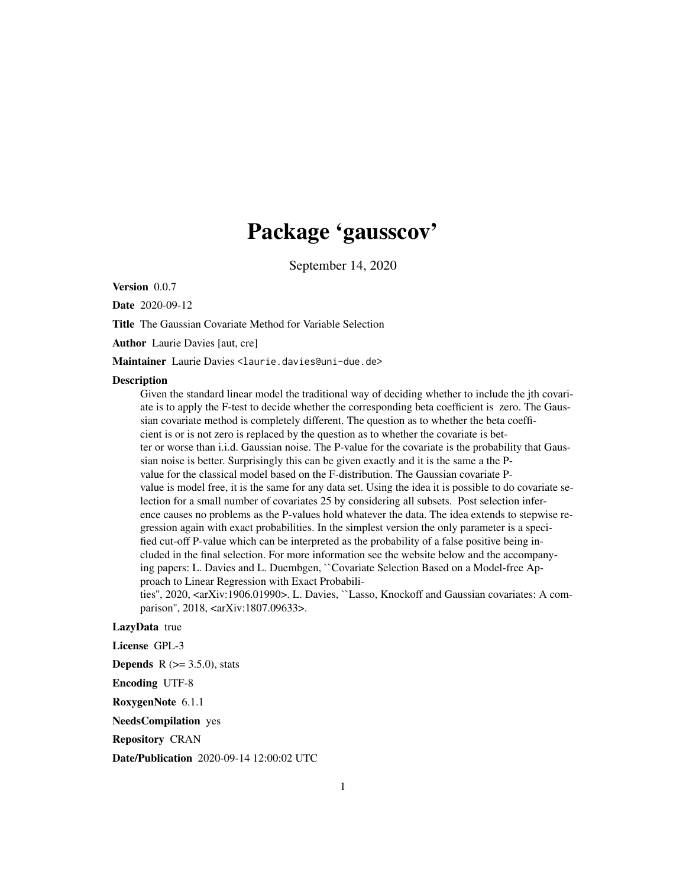# Package 'gausscov'

September 14, 2020

**Version** 0.0.7

**Date** 2020-09-12

**Title** The Gaussian Covariate Method for Variable Selection

**Author** Laurie Davies [aut, cre]

**Maintainer** Laurie Davies <laurie.davies@uni-due.de>

**Description**

Given the standard linear model the traditional way of deciding whether to include the jth covariate is to apply the F-test to decide whether the corresponding beta coefficient is zero. The Gaussian covariate method is completely different. The question as to whether the beta coefficient is or is not zero is replaced by the question as to whether the covariate is better or worse than i.i.d. Gaussian noise. The P-value for the covariate is the probability that Gaussian noise is better. Surprisingly this can be given exactly and it is the same a the P-value for the classical model based on the F-distribution. The Gaussian covariate P-value is model free, it is the same for any data set. Using the idea it is possible to do covariate selection for a small number of covariates 25 by considering all subsets. Post selection inference causes no problems as the P-values hold whatever the data. The idea extends to stepwise regression again with exact probabilities. In the simplest version the only parameter is a specified cut-off P-value which can be interpreted as the probability of a false positive being included in the final selection. For more information see the website below and the accompanying papers: L. Davies and L. Duembgen, ``Covariate Selection Based on a Model-free Approach to Linear Regression with Exact Probabilities'', 2020, <arXiv:1906.01990>. L. Davies, ``Lasso, Knockoff and Gaussian covariates: A comparison'', 2018, <arXiv:1807.09633>.

**LazyData** true

**License** GPL-3

**Depends** R (>= 3.5.0), stats

**Encoding** UTF-8

**RoxygenNote** 6.1.1

**NeedsCompilation** yes

**Repository** CRAN

**Date/Publication** 2020-09-14 12:00:02 UTC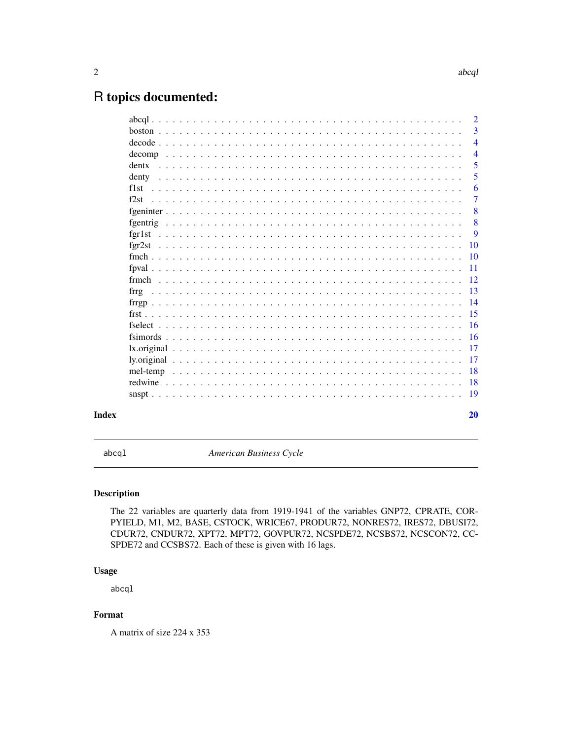# R topics documented:

| | |
|---|---|
| abcql | 2 |
| boston | 3 |
| decode | 4 |
| decomp | 4 |
| dentx | 5 |
| denty | 5 |
| f1st | 6 |
| f2st | 7 |
| fgeninter | 8 |
| fgentrig | 8 |
| fgr1st | 9 |
| fgr2st | 10 |
| fmch | 10 |
| fpval | 11 |
| frmch | 12 |
| frrg | 13 |
| frrgp | 14 |
| frst | 15 |
| fselect | 16 |
| fsimords | 16 |
| lx.original | 17 |
| ly.original | 17 |
| mel-temp | 18 |
| redwine | 18 |
| snspt | 19 |
| **Index** | **20** |

---

`abcql` *American Business Cycle*

---

## Description

The 22 variables are quarterly data from 1919-1941 of the variables GNP72, CPRATE, CORPYIELD, M1, M2, BASE, CSTOCK, WRICE67, PRODUR72, NONRES72, IRES72, DBUSI72, CDUR72, CNDUR72, XPT72, MPT72, GOVPUR72, NCSPDE72, NCSBS72, NCSCON72, CCSPDE72 and CCSBS72. Each of these is given with 16 lags.

## Usage

```
abcql
```

## Format

A matrix of size 224 x 353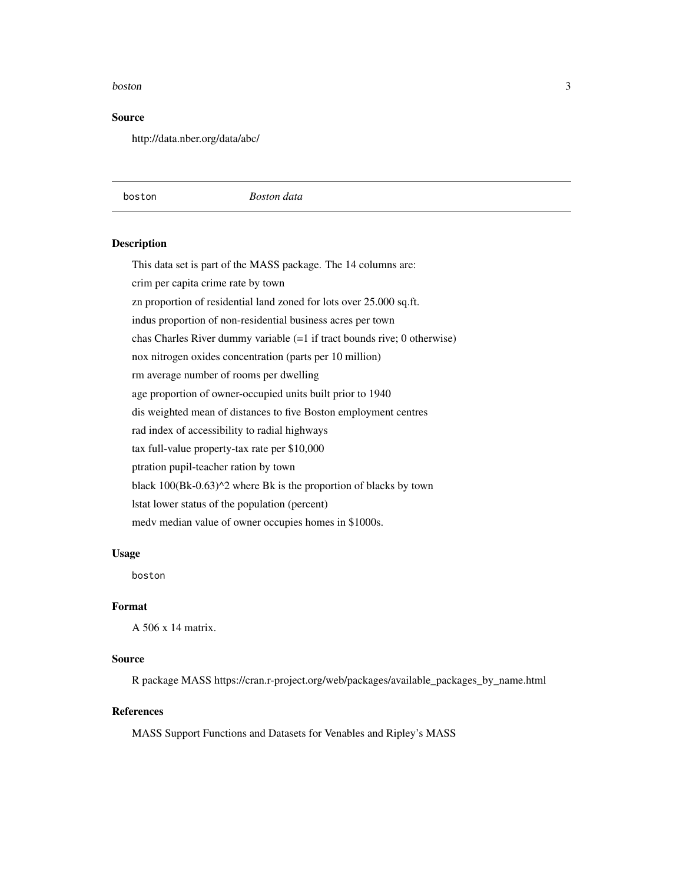## Source

http://data.nber.org/data/abc/

---

boston *Boston data*

---

### Description

This data set is part of the MASS package. The 14 columns are:

crim per capita crime rate by town

zn proportion of residential land zoned for lots over 25.000 sq.ft.

indus proportion of non-residential business acres per town

chas Charles River dummy variable (=1 if tract bounds rive; 0 otherwise)

nox nitrogen oxides concentration (parts per 10 million)

rm average number of rooms per dwelling

age proportion of owner-occupied units built prior to 1940

dis weighted mean of distances to five Boston employment centres

rad index of accessibility to radial highways

tax full-value property-tax rate per $10,000

ptration pupil-teacher ration by town

black 100(Bk-0.63)^2 where Bk is the proportion of blacks by town

lstat lower status of the population (percent)

medv median value of owner occupies homes in $1000s.

### Usage

```
boston
```

### Format

A 506 x 14 matrix.

### Source

R package MASS https://cran.r-project.org/web/packages/available_packages_by_name.html

### References

MASS Support Functions and Datasets for Venables and Ripley's MASS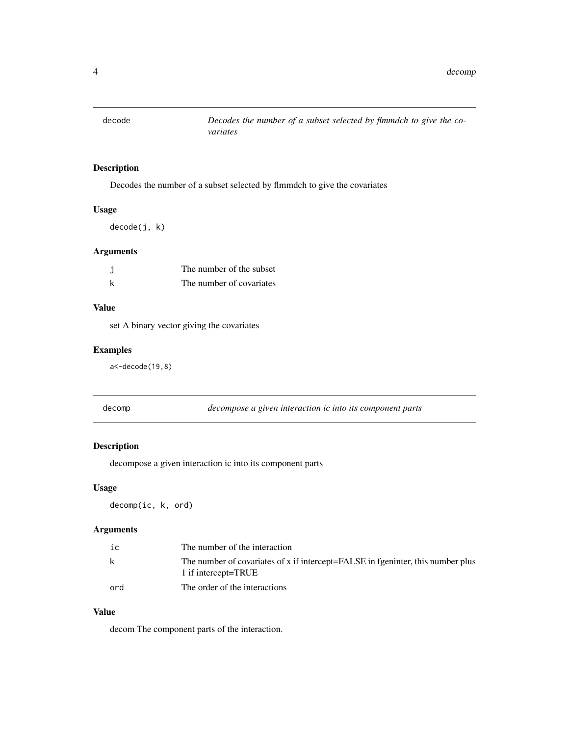## decode — *Decodes the number of a subset selected by flmmdch to give the covariates*

### Description

Decodes the number of a subset selected by flmmdch to give the covariates

### Usage

```
decode(j, k)
```

### Arguments

| | |
|---|---|
| j | The number of the subset |
| k | The number of covariates |

### Value

set A binary vector giving the covariates

### Examples

```
a<-decode(19,8)
```

## decomp — *decompose a given interaction ic into its component parts*

### Description

decompose a given interaction ic into its component parts

### Usage

```
decomp(ic, k, ord)
```

### Arguments

| | |
|---|---|
| ic | The number of the interaction |
| k | The number of covariates of x if intercept=FALSE in fgeninter, this number plus 1 if intercept=TRUE |
| ord | The order of the interactions |

### Value

decom The component parts of the interaction.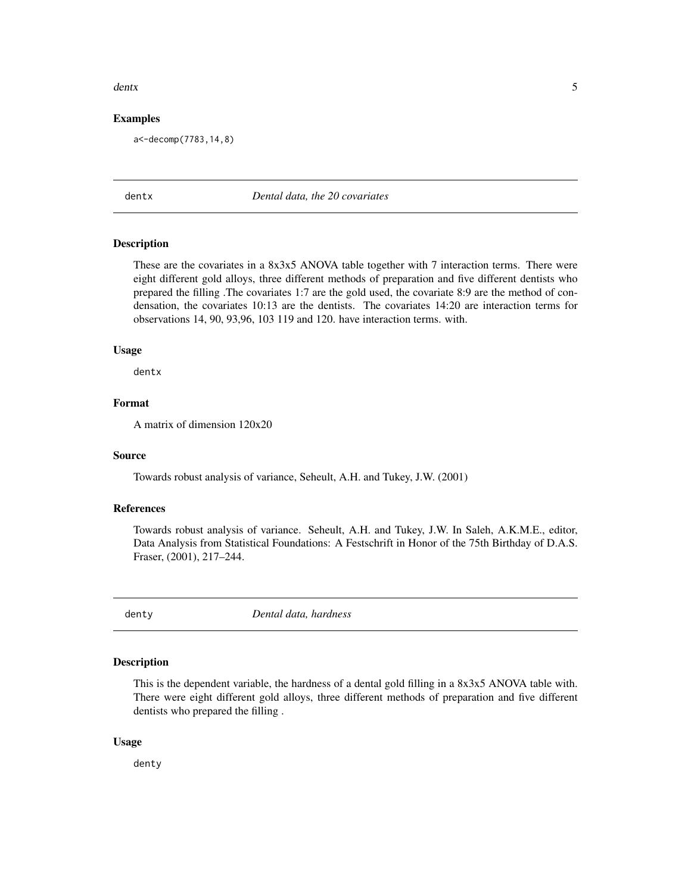### Examples

```
a<-decomp(7783,14,8)
```

---

## dentx *Dental data, the 20 covariates*

---

### Description

These are the covariates in a 8x3x5 ANOVA table together with 7 interaction terms. There were eight different gold alloys, three different methods of preparation and five different dentists who prepared the filling .The covariates 1:7 are the gold used, the covariate 8:9 are the method of condensation, the covariates 10:13 are the dentists. The covariates 14:20 are interaction terms for observations 14, 90, 93,96, 103 119 and 120. have interaction terms. with.

### Usage

```
dentx
```

### Format

A matrix of dimension 120x20

### Source

Towards robust analysis of variance, Seheult, A.H. and Tukey, J.W. (2001)

### References

Towards robust analysis of variance. Seheult, A.H. and Tukey, J.W. In Saleh, A.K.M.E., editor, Data Analysis from Statistical Foundations: A Festschrift in Honor of the 75th Birthday of D.A.S. Fraser, (2001), 217–244.

---

## denty *Dental data, hardness*

---

### Description

This is the dependent variable, the hardness of a dental gold filling in a 8x3x5 ANOVA table with. There were eight different gold alloys, three different methods of preparation and five different dentists who prepared the filling .

### Usage

```
denty
```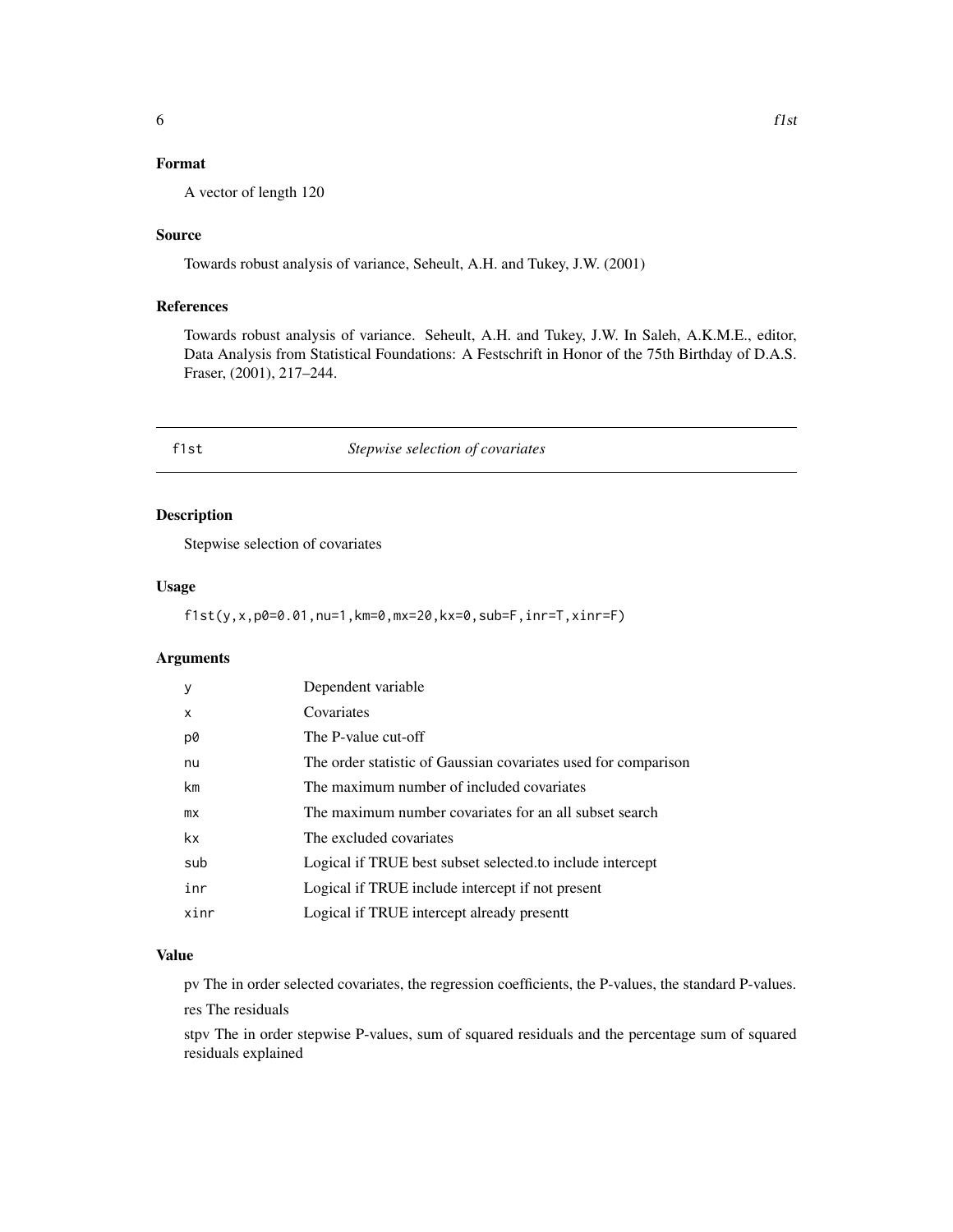## Format

A vector of length 120

## Source

Towards robust analysis of variance, Seheult, A.H. and Tukey, J.W. (2001)

## References

Towards robust analysis of variance. Seheult, A.H. and Tukey, J.W. In Saleh, A.K.M.E., editor, Data Analysis from Statistical Foundations: A Festschrift in Honor of the 75th Birthday of D.A.S. Fraser, (2001), 217–244.

---

# f1st — *Stepwise selection of covariates*

---

## Description

Stepwise selection of covariates

## Usage

```
f1st(y,x,p0=0.01,nu=1,km=0,mx=20,kx=0,sub=F,inr=T,xinr=F)
```

## Arguments

| | |
|---|---|
| y | Dependent variable |
| x | Covariates |
| p0 | The P-value cut-off |
| nu | The order statistic of Gaussian covariates used for comparison |
| km | The maximum number of included covariates |
| mx | The maximum number covariates for an all subset search |
| kx | The excluded covariates |
| sub | Logical if TRUE best subset selected.to include intercept |
| inr | Logical if TRUE include intercept if not present |
| xinr | Logical if TRUE intercept already presentt |

## Value

pv The in order selected covariates, the regression coefficients, the P-values, the standard P-values.

res The residuals

stpv The in order stepwise P-values, sum of squared residuals and the percentage sum of squared residuals explained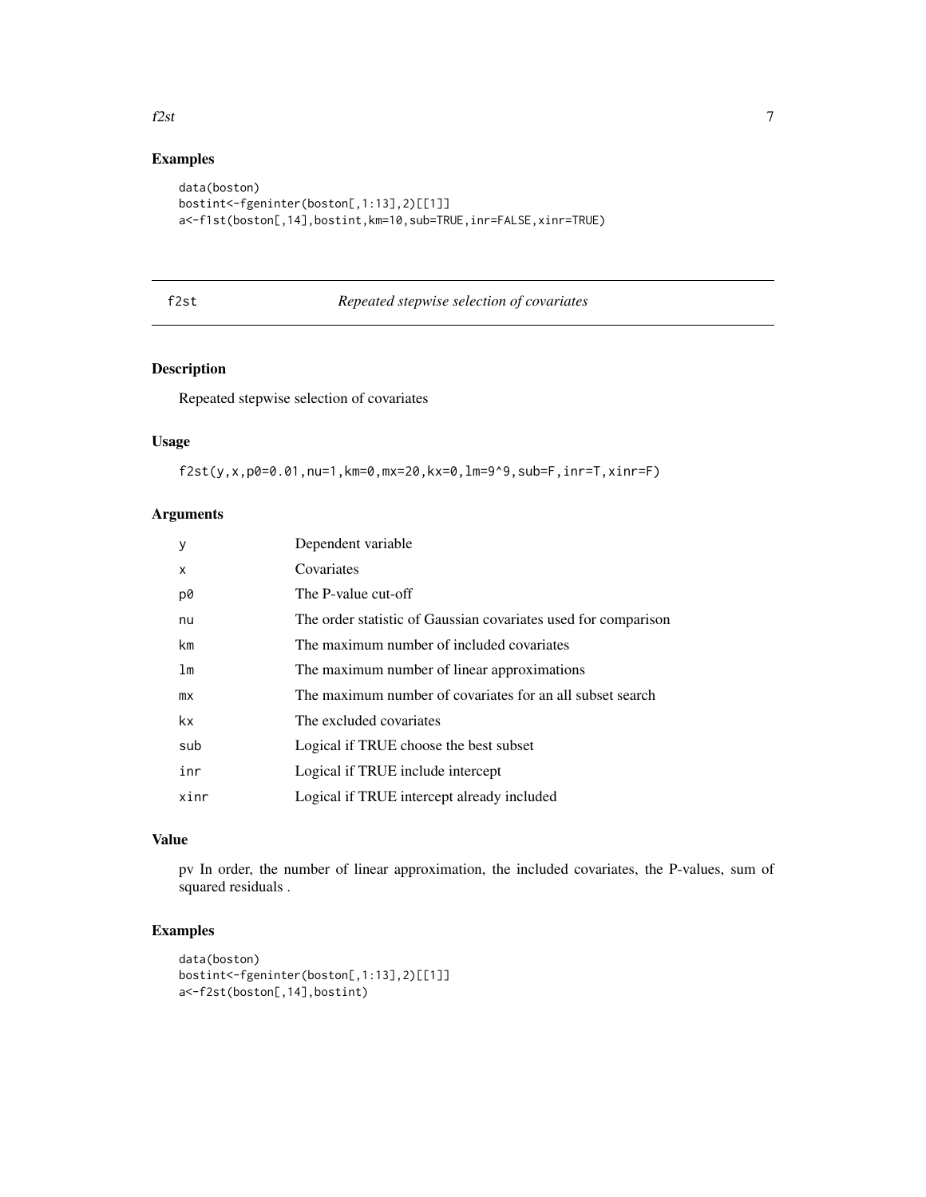## Examples

```
data(boston)
bostint<-fgeninter(boston[,1:13],2)[[1]]
a<-f1st(boston[,14],bostint,km=10,sub=TRUE,inr=FALSE,xinr=TRUE)
```

---

# f2st *Repeated stepwise selection of covariates*

---

## Description

Repeated stepwise selection of covariates

## Usage

```
f2st(y,x,p0=0.01,nu=1,km=0,mx=20,kx=0,lm=9^9,sub=F,inr=T,xinr=F)
```

## Arguments

| | |
|---|---|
| y | Dependent variable |
| x | Covariates |
| p0 | The P-value cut-off |
| nu | The order statistic of Gaussian covariates used for comparison |
| km | The maximum number of included covariates |
| lm | The maximum number of linear approximations |
| mx | The maximum number of covariates for an all subset search |
| kx | The excluded covariates |
| sub | Logical if TRUE choose the best subset |
| inr | Logical if TRUE include intercept |
| xinr | Logical if TRUE intercept already included |

## Value

pv In order, the number of linear approximation, the included covariates, the P-values, sum of squared residuals .

## Examples

```
data(boston)
bostint<-fgeninter(boston[,1:13],2)[[1]]
a<-f2st(boston[,14],bostint)
```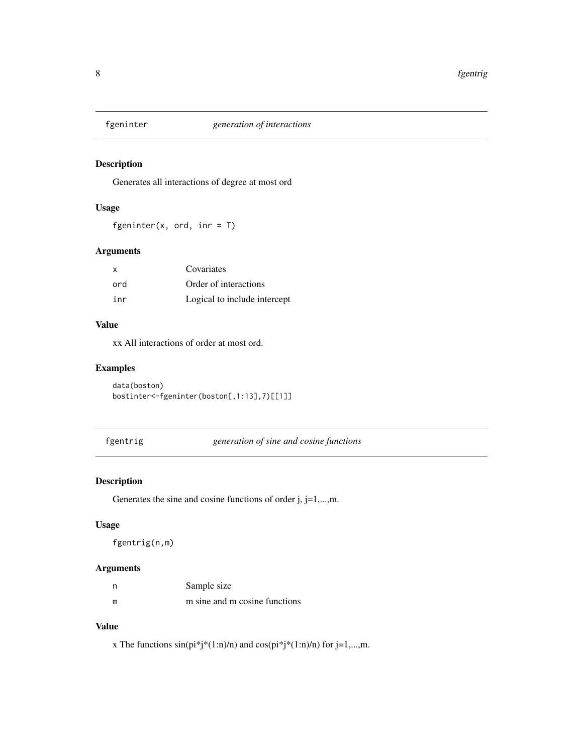## fgeninter *generation of interactions*

### Description

Generates all interactions of degree at most ord

### Usage

```
fgeninter(x, ord, inr = T)
```

### Arguments

| | |
|---|---|
| x | Covariates |
| ord | Order of interactions |
| inr | Logical to include intercept |

### Value

xx All interactions of order at most ord.

### Examples

```
data(boston)
bostinter<-fgeninter(boston[,1:13],7)[[1]]
```

## fgentrig *generation of sine and cosine functions*

### Description

Generates the sine and cosine functions of order j, j=1,...,m.

### Usage

```
fgentrig(n,m)
```

### Arguments

| | |
|---|---|
| n | Sample size |
| m | m sine and m cosine functions |

### Value

x The functions sin(pi*j*(1:n)/n) and cos(pi*j*(1:n)/n) for j=1,...,m.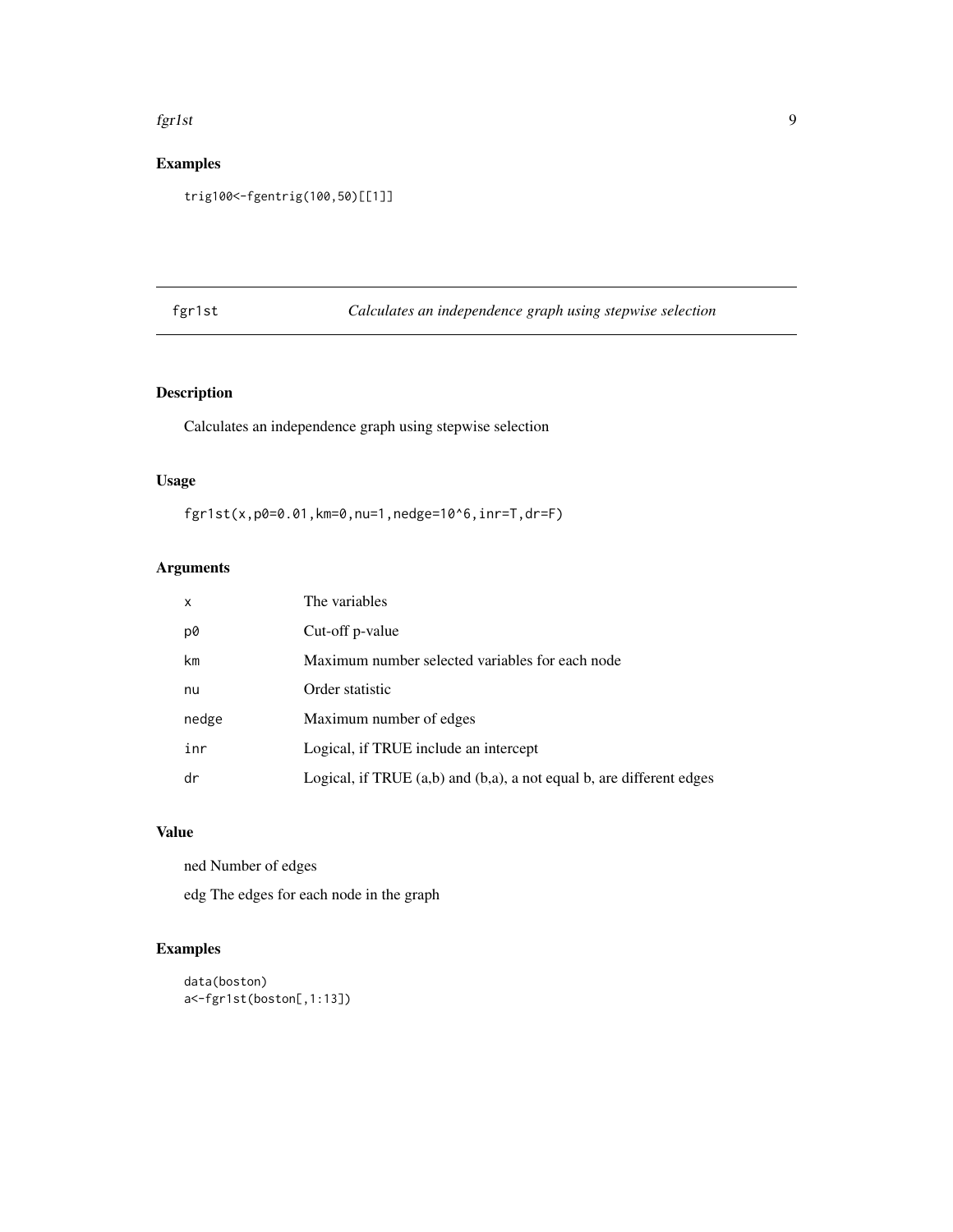## Examples

```
trig100<-fgentrig(100,50)[[1]]
```

---

# fgr1st — *Calculates an independence graph using stepwise selection*

## Description

Calculates an independence graph using stepwise selection

## Usage

```
fgr1st(x,p0=0.01,km=0,nu=1,nedge=10^6,inr=T,dr=F)
```

## Arguments

| | |
|---|---|
| x | The variables |
| p0 | Cut-off p-value |
| km | Maximum number selected variables for each node |
| nu | Order statistic |
| nedge | Maximum number of edges |
| inr | Logical, if TRUE include an intercept |
| dr | Logical, if TRUE (a,b) and (b,a), a not equal b, are different edges |

## Value

ned Number of edges

edg The edges for each node in the graph

## Examples

```
data(boston)
a<-fgr1st(boston[,1:13])
```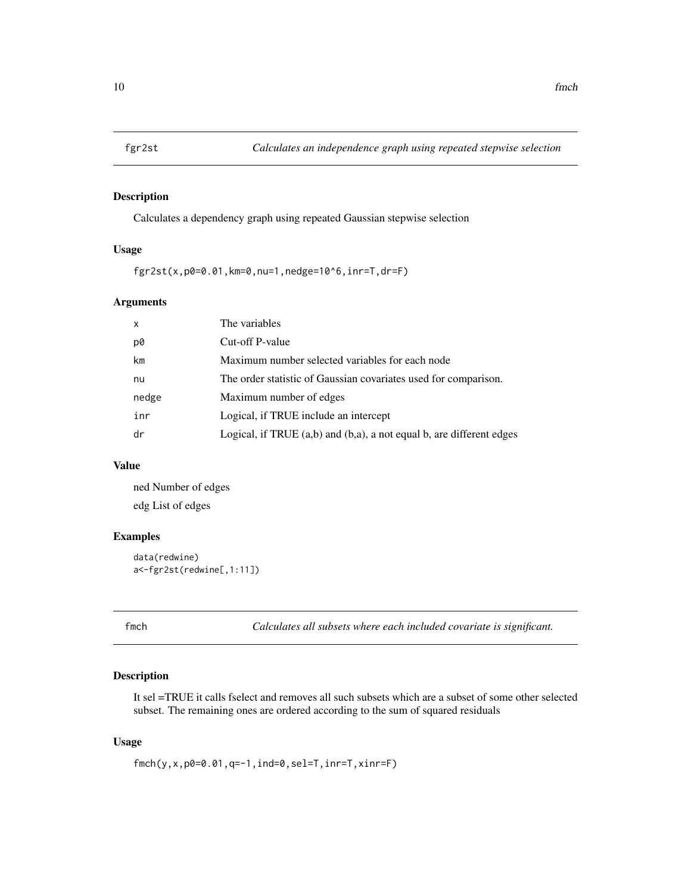## fgr2st *Calculates an independence graph using repeated stepwise selection*

### Description

Calculates a dependency graph using repeated Gaussian stepwise selection

### Usage

```
fgr2st(x,p0=0.01,km=0,nu=1,nedge=10^6,inr=T,dr=F)
```

### Arguments

| | |
|---|---|
| x | The variables |
| p0 | Cut-off P-value |
| km | Maximum number selected variables for each node |
| nu | The order statistic of Gaussian covariates used for comparison. |
| nedge | Maximum number of edges |
| inr | Logical, if TRUE include an intercept |
| dr | Logical, if TRUE (a,b) and (b,a), a not equal b, are different edges |

### Value

ned Number of edges

edg List of edges

### Examples

```
data(redwine)
a<-fgr2st(redwine[,1:11])
```

## fmch *Calculates all subsets where each included covariate is significant.*

### Description

It sel =TRUE it calls fselect and removes all such subsets which are a subset of some other selected subset. The remaining ones are ordered according to the sum of squared residuals

### Usage

```
fmch(y,x,p0=0.01,q=-1,ind=0,sel=T,inr=T,xinr=F)
```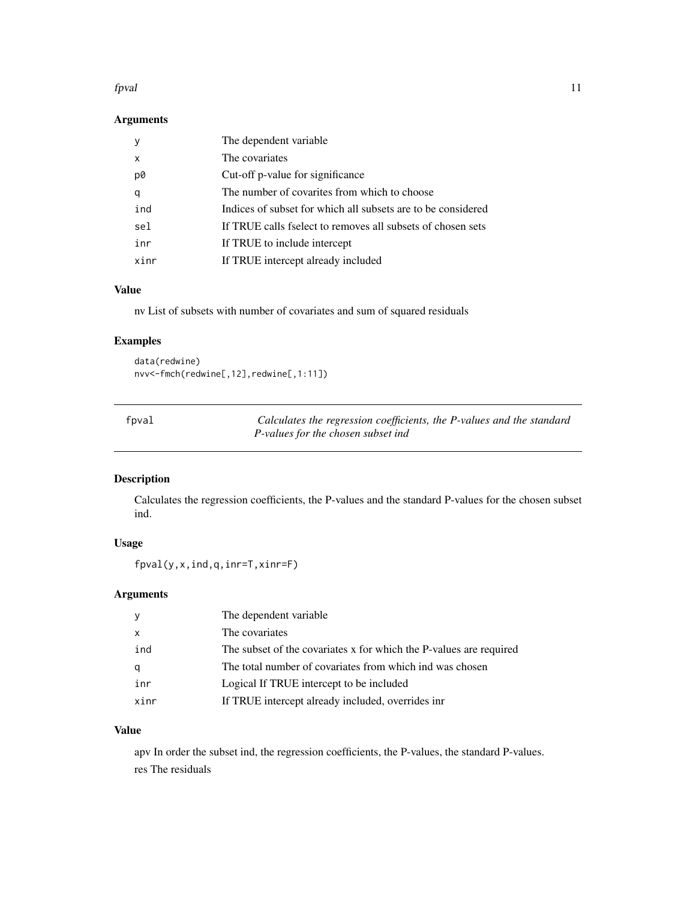### Arguments

| | |
|---|---|
| y | The dependent variable |
| x | The covariates |
| p0 | Cut-off p-value for significance |
| q | The number of covarites from which to choose |
| ind | Indices of subset for which all subsets are to be considered |
| sel | If TRUE calls fselect to removes all subsets of chosen sets |
| inr | If TRUE to include intercept |
| xinr | If TRUE intercept already included |

### Value

nv List of subsets with number of covariates and sum of squared residuals

### Examples

```
data(redwine)
nvv<-fmch(redwine[,12],redwine[,1:11])
```

---

## fpval *Calculates the regression coefficients, the P-values and the standard P-values for the chosen subset ind*

---

### Description

Calculates the regression coefficients, the P-values and the standard P-values for the chosen subset ind.

### Usage

```
fpval(y,x,ind,q,inr=T,xinr=F)
```

### Arguments

| | |
|---|---|
| y | The dependent variable |
| x | The covariates |
| ind | The subset of the covariates x for which the P-values are required |
| q | The total number of covariates from which ind was chosen |
| inr | Logical If TRUE intercept to be included |
| xinr | If TRUE intercept already included, overrides inr |

### Value

apv In order the subset ind, the regression coefficients, the P-values, the standard P-values.

res The residuals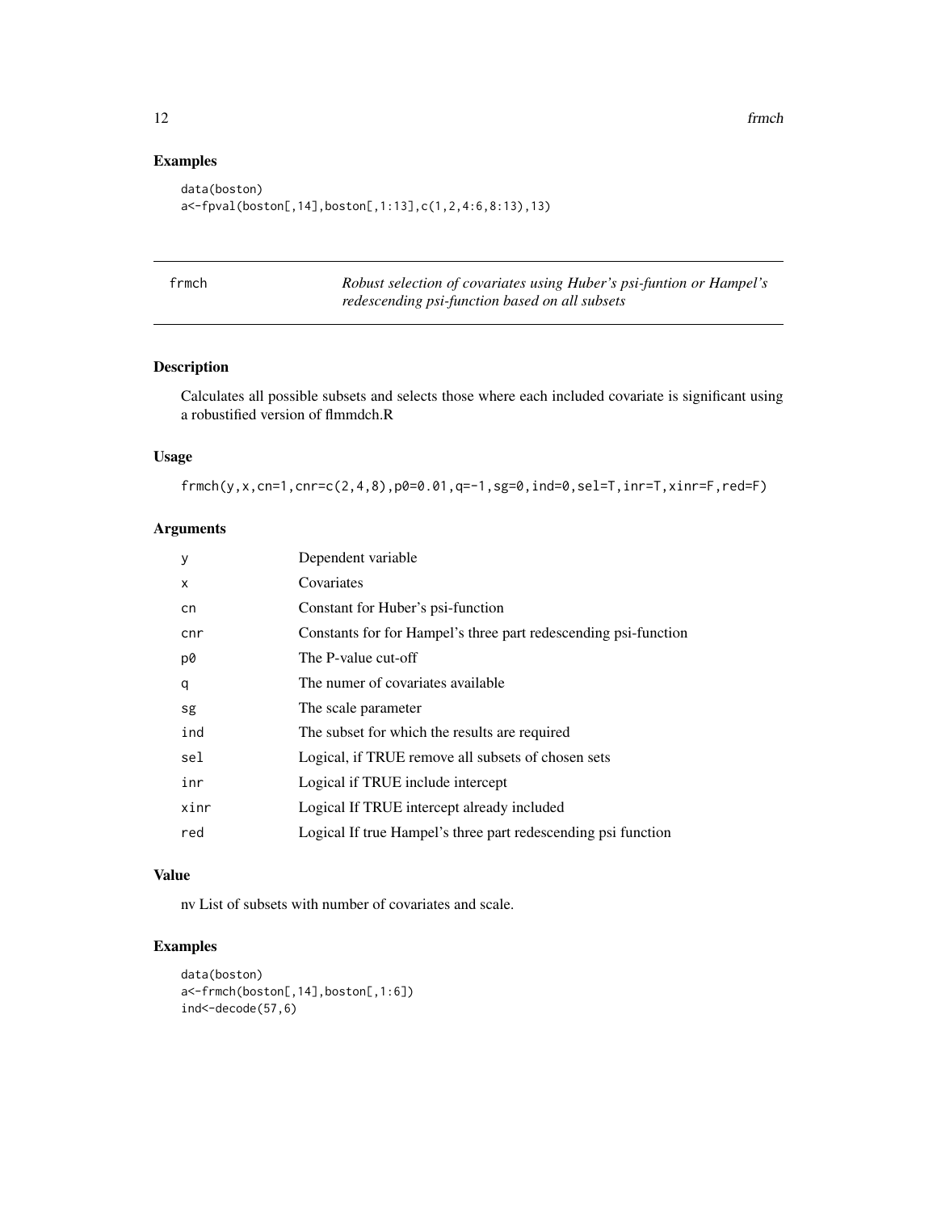## Examples

```
data(boston)
a<-fpval(boston[,14],boston[,1:13],c(1,2,4:6,8:13),13)
```

---

## frmch — *Robust selection of covariates using Huber's psi-funtion or Hampel's redescending psi-function based on all subsets*

---

### Description

Calculates all possible subsets and selects those where each included covariate is significant using a robustified version of flmmdch.R

### Usage

```
frmch(y,x,cn=1,cnr=c(2,4,8),p0=0.01,q=-1,sg=0,ind=0,sel=T,inr=T,xinr=F,red=F)
```

### Arguments

| | |
|---|---|
| y | Dependent variable |
| x | Covariates |
| cn | Constant for Huber's psi-function |
| cnr | Constants for for Hampel's three part redescending psi-function |
| p0 | The P-value cut-off |
| q | The numer of covariates available |
| sg | The scale parameter |
| ind | The subset for which the results are required |
| sel | Logical, if TRUE remove all subsets of chosen sets |
| inr | Logical if TRUE include intercept |
| xinr | Logical If TRUE intercept already included |
| red | Logical If true Hampel's three part redescending psi function |

### Value

nv List of subsets with number of covariates and scale.

### Examples

```
data(boston)
a<-frmch(boston[,14],boston[,1:6])
ind<-decode(57,6)
```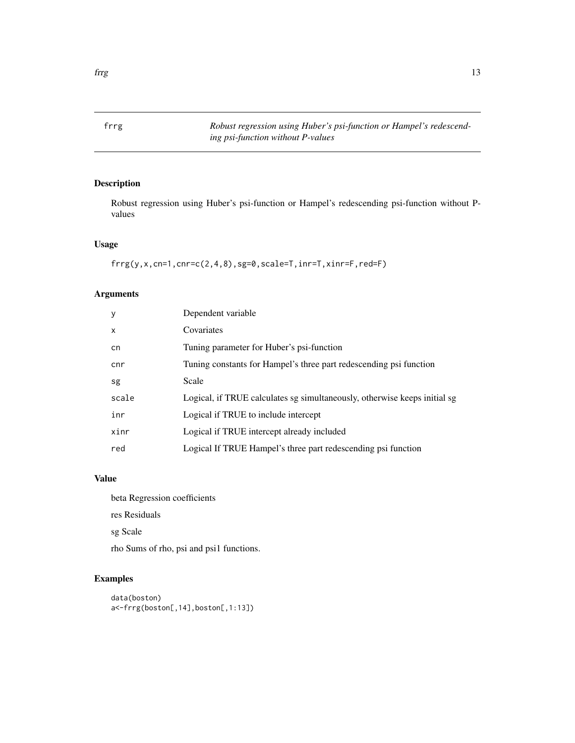## frrg — *Robust regression using Huber's psi-function or Hampel's redescending psi-function without P-values*

### Description

Robust regression using Huber's psi-function or Hampel's redescending psi-function without P-values

### Usage

```
frrg(y,x,cn=1,cnr=c(2,4,8),sg=0,scale=T,inr=T,xinr=F,red=F)
```

### Arguments

| Argument | Description |
|---|---|
| `y` | Dependent variable |
| `x` | Covariates |
| `cn` | Tuning parameter for Huber's psi-function |
| `cnr` | Tuning constants for Hampel's three part redescending psi function |
| `sg` | Scale |
| `scale` | Logical, if TRUE calculates sg simultaneously, otherwise keeps initial sg |
| `inr` | Logical if TRUE to include intercept |
| `xinr` | Logical if TRUE intercept already included |
| `red` | Logical If TRUE Hampel's three part redescending psi function |

### Value

beta Regression coefficients

res Residuals

sg Scale

rho Sums of rho, psi and psi1 functions.

### Examples

```
data(boston)
a<-frrg(boston[,14],boston[,1:13])
```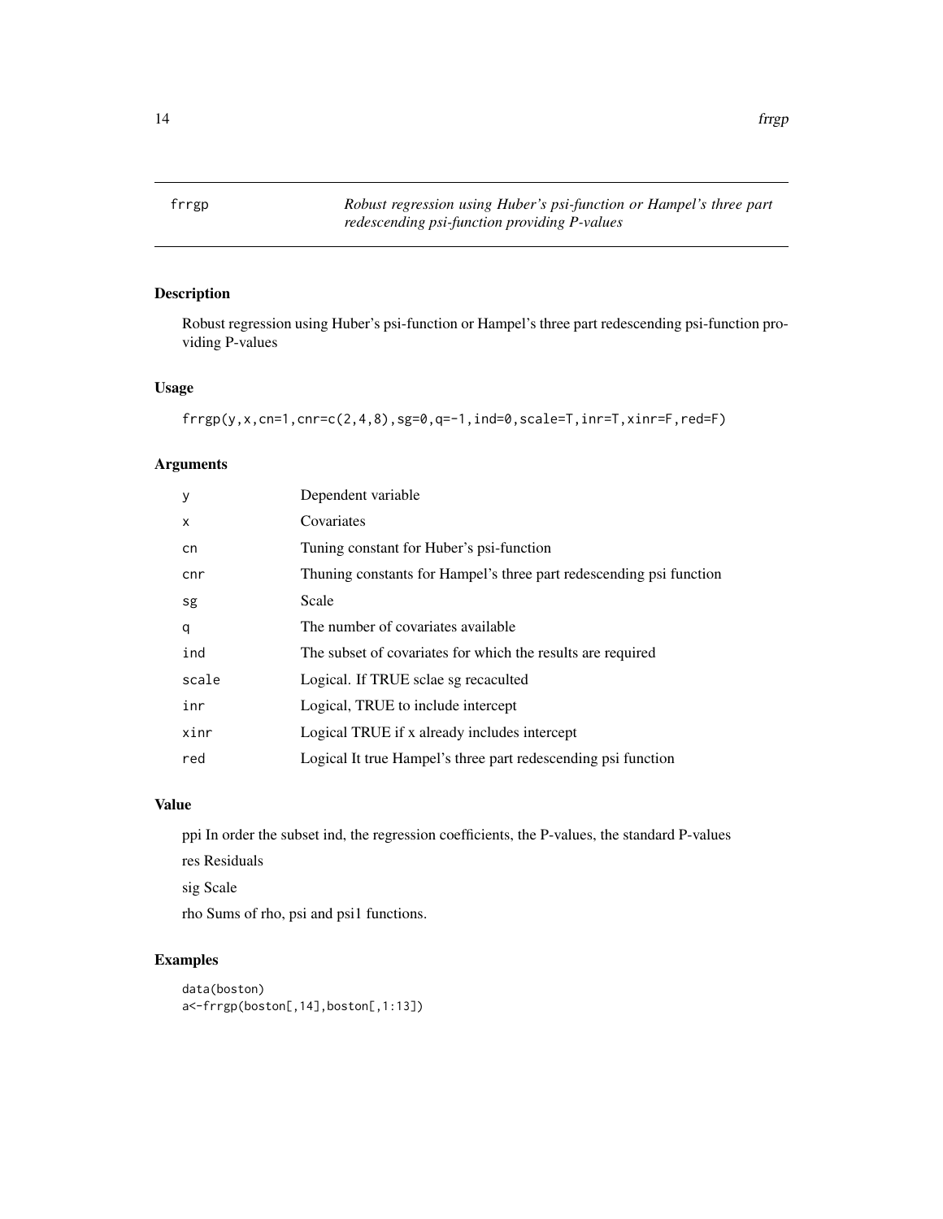## frrgp — *Robust regression using Huber's psi-function or Hampel's three part redescending psi-function providing P-values*

### Description

Robust regression using Huber's psi-function or Hampel's three part redescending psi-function providing P-values

### Usage

```
frrgp(y,x,cn=1,cnr=c(2,4,8),sg=0,q=-1,ind=0,scale=T,inr=T,xinr=F,red=F)
```

### Arguments

| | |
|---|---|
| y | Dependent variable |
| x | Covariates |
| cn | Tuning constant for Huber's psi-function |
| cnr | Thuning constants for Hampel's three part redescending psi function |
| sg | Scale |
| q | The number of covariates available |
| ind | The subset of covariates for which the results are required |
| scale | Logical. If TRUE sclae sg recaculted |
| inr | Logical, TRUE to include intercept |
| xinr | Logical TRUE if x already includes intercept |
| red | Logical It true Hampel's three part redescending psi function |

### Value

ppi In order the subset ind, the regression coefficients, the P-values, the standard P-values

res Residuals

sig Scale

rho Sums of rho, psi and psi1 functions.

### Examples

```
data(boston)
a<-frrgp(boston[,14],boston[,1:13])
```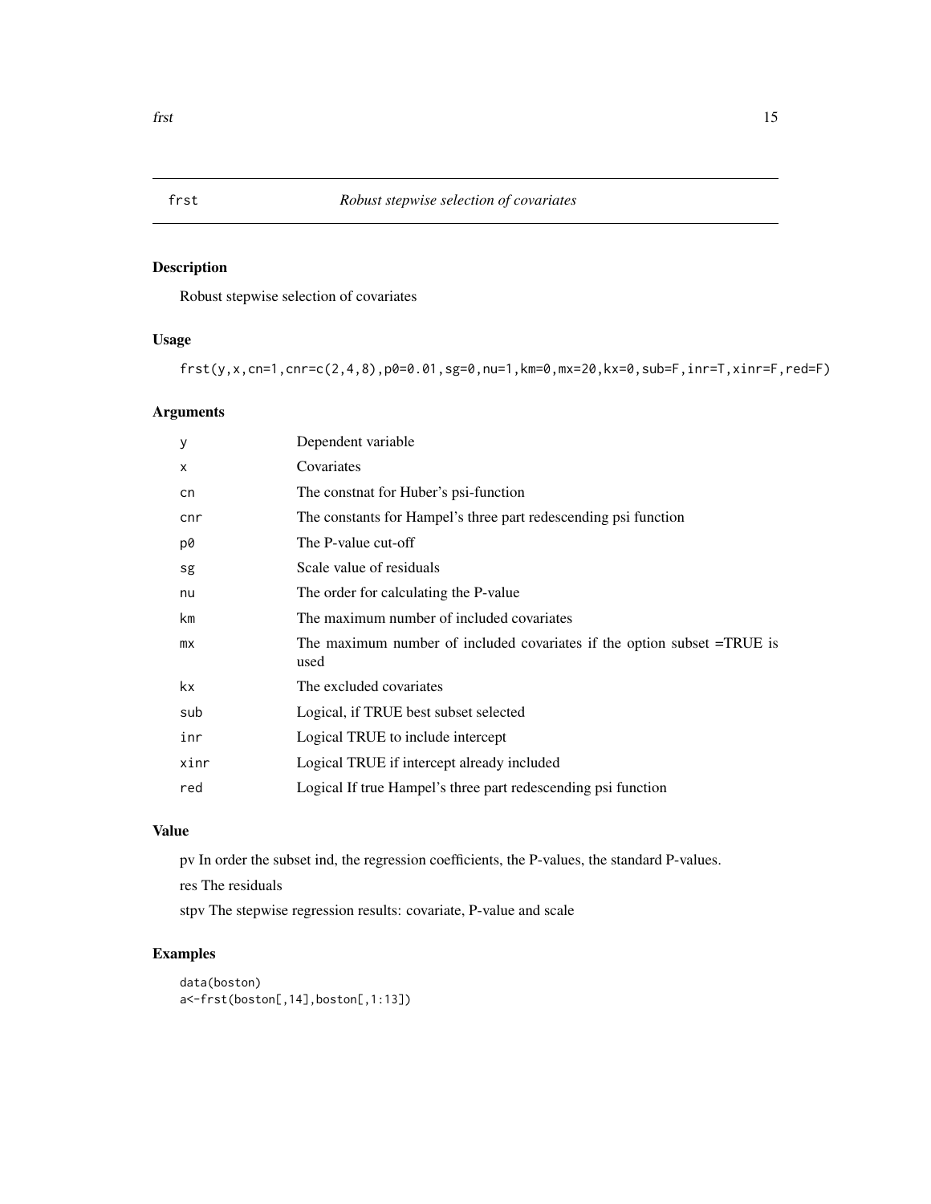# frst — *Robust stepwise selection of covariates*

## Description

Robust stepwise selection of covariates

## Usage

```
frst(y,x,cn=1,cnr=c(2,4,8),p0=0.01,sg=0,nu=1,km=0,mx=20,kx=0,sub=F,inr=T,xinr=F,red=F)
```

## Arguments

| | |
|---|---|
| `y` | Dependent variable |
| `x` | Covariates |
| `cn` | The constnat for Huber's psi-function |
| `cnr` | The constants for Hampel's three part redescending psi function |
| `p0` | The P-value cut-off |
| `sg` | Scale value of residuals |
| `nu` | The order for calculating the P-value |
| `km` | The maximum number of included covariates |
| `mx` | The maximum number of included covariates if the option subset =TRUE is used |
| `kx` | The excluded covariates |
| `sub` | Logical, if TRUE best subset selected |
| `inr` | Logical TRUE to include intercept |
| `xinr` | Logical TRUE if intercept already included |
| `red` | Logical If true Hampel's three part redescending psi function |

## Value

pv In order the subset ind, the regression coefficients, the P-values, the standard P-values.

res The residuals

stpv The stepwise regression results: covariate, P-value and scale

## Examples

```
data(boston)
a<-frst(boston[,14],boston[,1:13])
```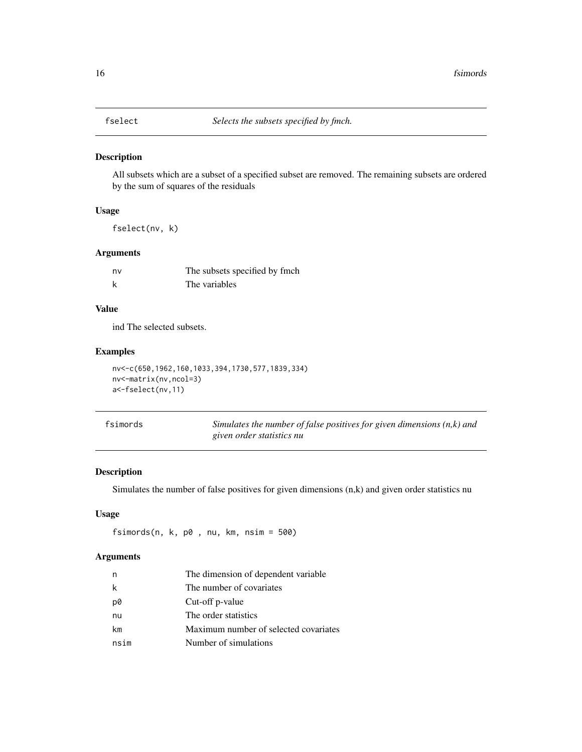## fselect — *Selects the subsets specified by fmch.*

### Description

All subsets which are a subset of a specified subset are removed. The remaining subsets are ordered by the sum of squares of the residuals

### Usage

```
fselect(nv, k)
```

### Arguments

| | |
|---|---|
| nv | The subsets specified by fmch |
| k | The variables |

### Value

ind The selected subsets.

### Examples

```
nv<-c(650,1962,160,1033,394,1730,577,1839,334)
nv<-matrix(nv,ncol=3)
a<-fselect(nv,11)
```

## fsimords — *Simulates the number of false positives for given dimensions (n,k) and given order statistics nu*

### Description

Simulates the number of false positives for given dimensions (n,k) and given order statistics nu

### Usage

```
fsimords(n, k, p0 , nu, km, nsim = 500)
```

### Arguments

| | |
|---|---|
| n | The dimension of dependent variable |
| k | The number of covariates |
| p0 | Cut-off p-value |
| nu | The order statistics |
| km | Maximum number of selected covariates |
| nsim | Number of simulations |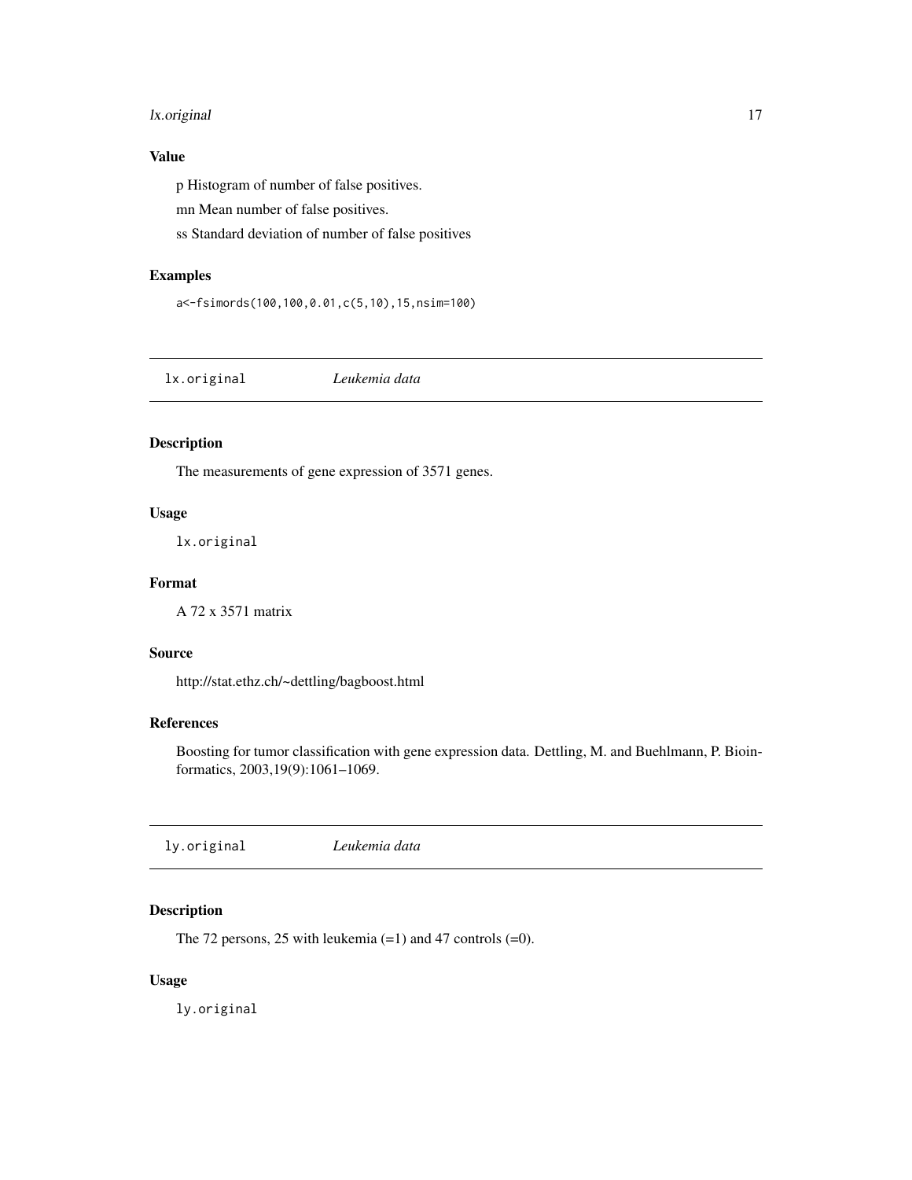### Value

p Histogram of number of false positives.

mn Mean number of false positives.

ss Standard deviation of number of false positives

### Examples

```
a<-fsimords(100,100,0.01,c(5,10),15,nsim=100)
```

## lx.original *Leukemia data*

### Description

The measurements of gene expression of 3571 genes.

### Usage

```
lx.original
```

### Format

A 72 x 3571 matrix

### Source

http://stat.ethz.ch/~dettling/bagboost.html

### References

Boosting for tumor classification with gene expression data. Dettling, M. and Buehlmann, P. Bioinformatics, 2003,19(9):1061–1069.

## ly.original *Leukemia data*

### Description

The 72 persons, 25 with leukemia (=1) and 47 controls (=0).

### Usage

```
ly.original
```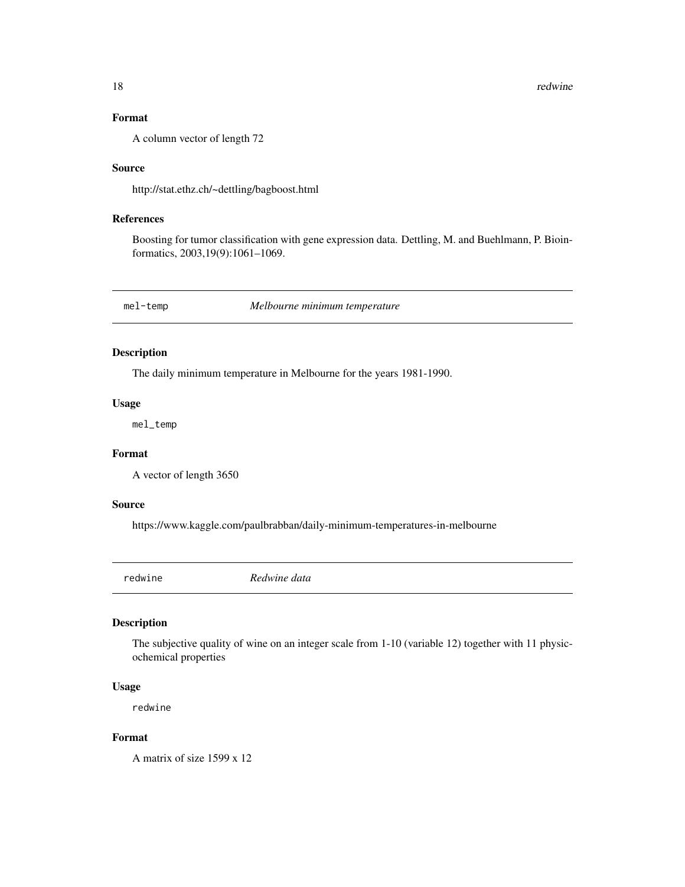### Format

A column vector of length 72

### Source

http://stat.ethz.ch/~dettling/bagboost.html

### References

Boosting for tumor classification with gene expression data. Dettling, M. and Buehlmann, P. Bioinformatics, 2003,19(9):1061–1069.

---

## mel-temp — *Melbourne minimum temperature*

### Description

The daily minimum temperature in Melbourne for the years 1981-1990.

### Usage

```
mel_temp
```

### Format

A vector of length 3650

### Source

https://www.kaggle.com/paulbrabban/daily-minimum-temperatures-in-melbourne

---

## redwine — *Redwine data*

### Description

The subjective quality of wine on an integer scale from 1-10 (variable 12) together with 11 physicochemical properties

### Usage

```
redwine
```

### Format

A matrix of size 1599 x 12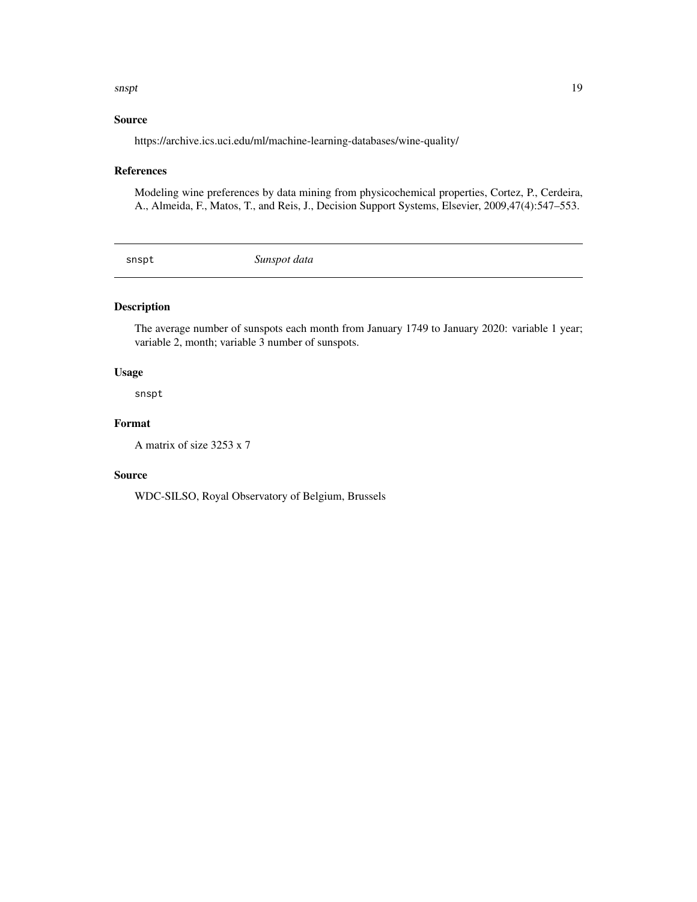### Source

https://archive.ics.uci.edu/ml/machine-learning-databases/wine-quality/

### References

Modeling wine preferences by data mining from physicochemical properties, Cortez, P., Cerdeira, A., Almeida, F., Matos, T., and Reis, J., Decision Support Systems, Elsevier, 2009,47(4):547–553.

---

## snspt — *Sunspot data*

---

### Description

The average number of sunspots each month from January 1749 to January 2020: variable 1 year; variable 2, month; variable 3 number of sunspots.

### Usage

```
snspt
```

### Format

A matrix of size 3253 x 7

### Source

WDC-SILSO, Royal Observatory of Belgium, Brussels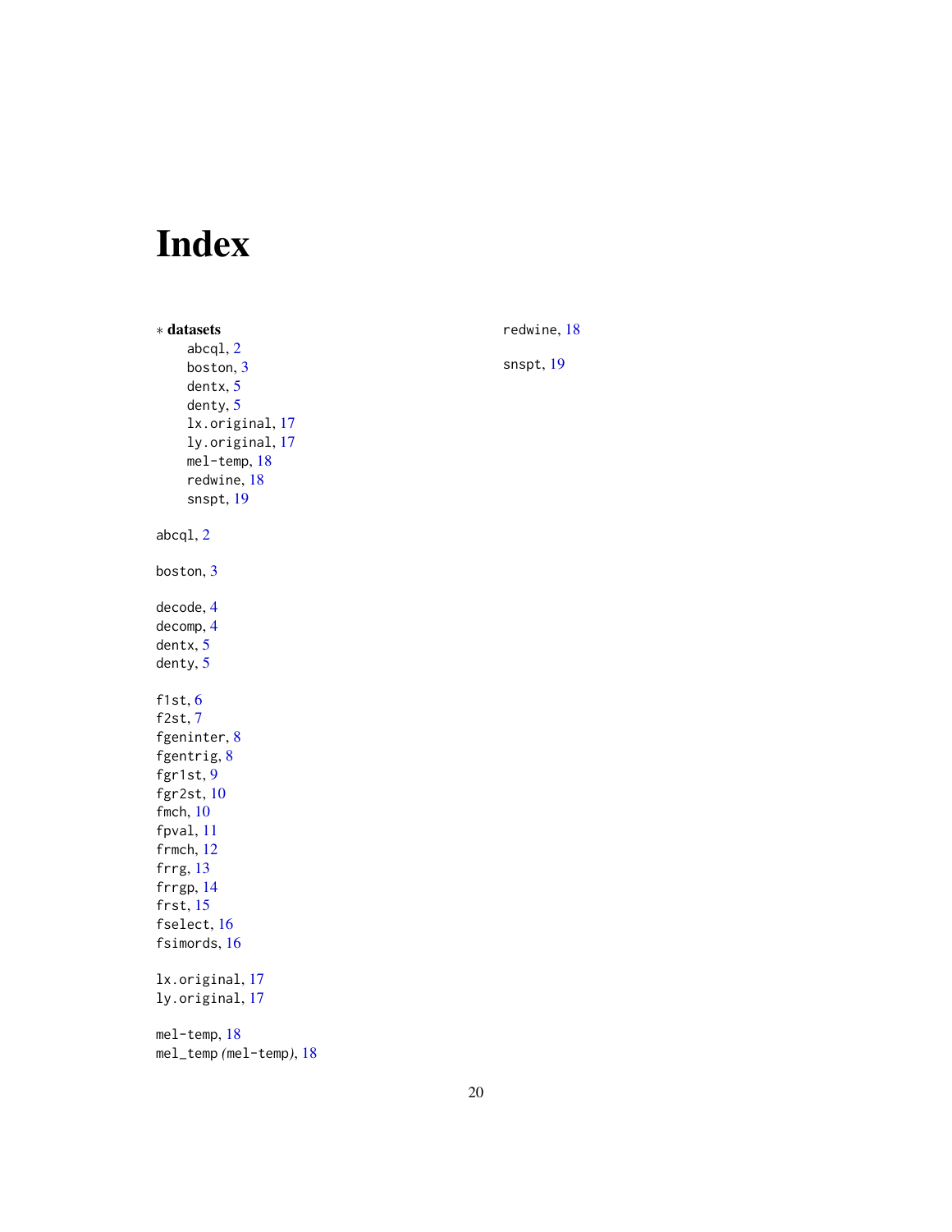# Index

* **datasets**
    - abcql, 2
    - boston, 3
    - dentx, 5
    - denty, 5
    - lx.original, 17
    - ly.original, 17
    - mel-temp, 18
    - redwine, 18
    - snspt, 19

abcql, 2

boston, 3

decode, 4
decomp, 4
dentx, 5
denty, 5

f1st, 6
f2st, 7
fgeninter, 8
fgentrig, 8
fgr1st, 9
fgr2st, 10
fmch, 10
fpval, 11
frmch, 12
frrg, 13
frrgp, 14
frst, 15
fselect, 16
fsimords, 16

lx.original, 17
ly.original, 17

mel-temp, 18
mel_temp (mel-temp), 18

redwine, 18

snspt, 19